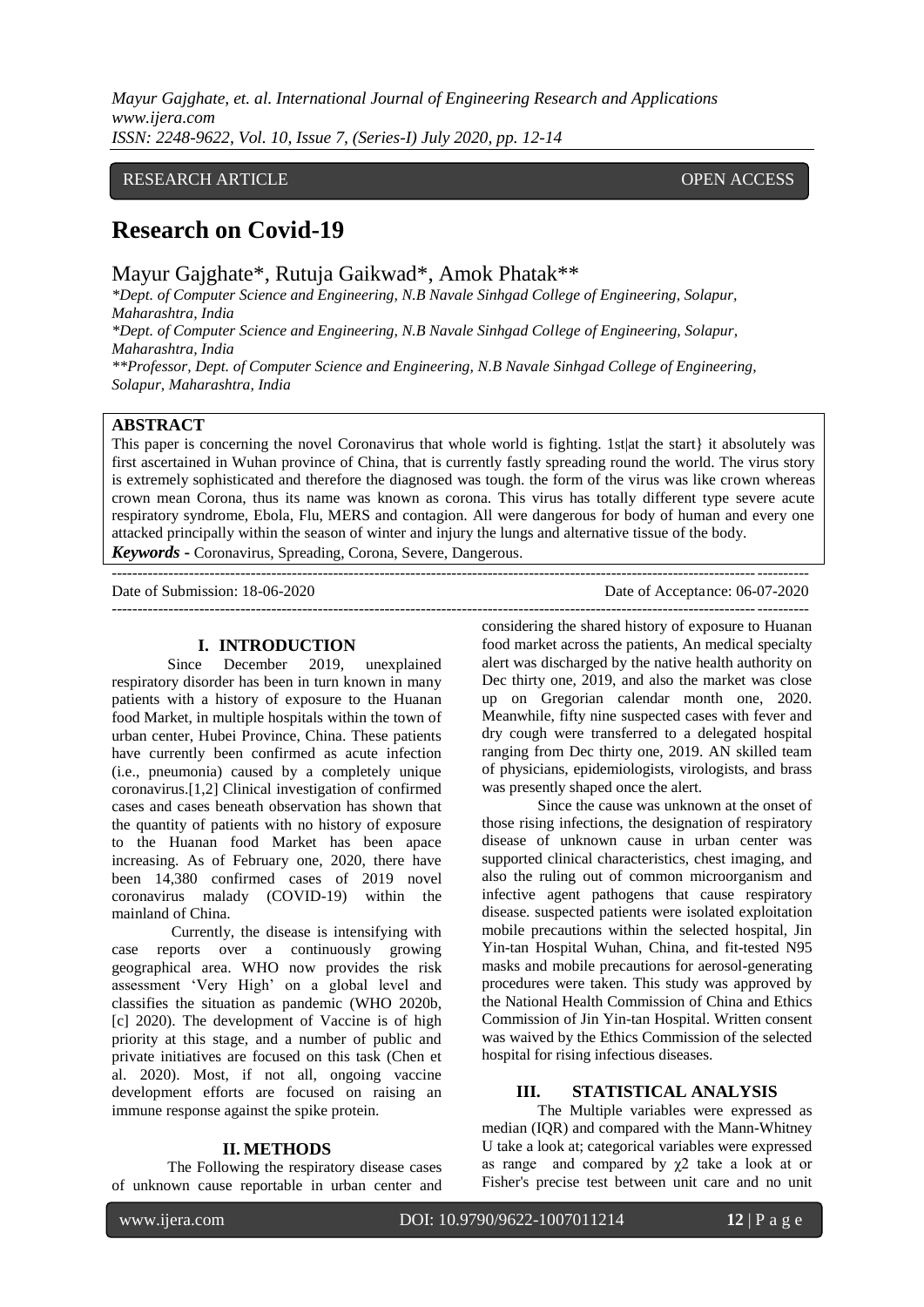RESEARCH ARTICLE OPEN ACCESS

# Research on Covid-19

Mayur Gajghate*, Rutuja Gaikwad*, Amok Phatak**

*Dept. of Computer Science and Engineering, N.B Navale Sinhgad College of Engineering, Solapur, Maharashtra, India

*Dept. of Computer Science and Engineering, N.B Navale Sinhgad College of Engineering, Solapur, Maharashtra, India

**Professor, Dept. of Computer Science and Engineering, N.B Navale Sinhgad College of Engineering, Solapur, Maharashtra, India

## ABSTRACT

This paper is concerning the novel Coronavirus that whole world is fighting. 1st|at the start} it absolutely was first ascertained in Wuhan province of China, that is currently fastly spreading round the world. The virus story is extremely sophisticated and therefore the diagnosed was tough. the form of the virus was like crown whereas crown mean Corona, thus its name was known as corona. This virus has totally different type severe acute respiratory syndrome, Ebola, Flu, MERS and contagion. All were dangerous for body of human and every one attacked principally within the season of winter and injury the lungs and alternative tissue of the body.

***Keywords*** **-** Coronavirus, Spreading, Corona, Severe, Dangerous.

Date of Submission: 18-06-2020 Date of Acceptance: 06-07-2020

## I. INTRODUCTION

Since December 2019, unexplained respiratory disorder has been in turn known in many patients with a history of exposure to the Huanan food Market, in multiple hospitals within the town of urban center, Hubei Province, China. These patients have currently been confirmed as acute infection (i.e., pneumonia) caused by a completely unique coronavirus.[1,2] Clinical investigation of confirmed cases and cases beneath observation has shown that the quantity of patients with no history of exposure to the Huanan food Market has been apace increasing. As of February one, 2020, there have been 14,380 confirmed cases of 2019 novel coronavirus malady (COVID-19) within the mainland of China.

Currently, the disease is intensifying with case reports over a continuously growing geographical area. WHO now provides the risk assessment 'Very High' on a global level and classifies the situation as pandemic (WHO 2020b, [c] 2020). The development of Vaccine is of high priority at this stage, and a number of public and private initiatives are focused on this task (Chen et al. 2020). Most, if not all, ongoing vaccine development efforts are focused on raising an immune response against the spike protein.

## II. METHODS

The Following the respiratory disease cases of unknown cause reportable in urban center and considering the shared history of exposure to Huanan food market across the patients, An medical specialty alert was discharged by the native health authority on Dec thirty one, 2019, and also the market was close up on Gregorian calendar month one, 2020. Meanwhile, fifty nine suspected cases with fever and dry cough were transferred to a delegated hospital ranging from Dec thirty one, 2019. AN skilled team of physicians, epidemiologists, virologists, and brass was presently shaped once the alert.

Since the cause was unknown at the onset of those rising infections, the designation of respiratory disease of unknown cause in urban center was supported clinical characteristics, chest imaging, and also the ruling out of common microorganism and infective agent pathogens that cause respiratory disease. suspected patients were isolated exploitation mobile precautions within the selected hospital, Jin Yin-tan Hospital Wuhan, China, and fit-tested N95 masks and mobile precautions for aerosol-generating procedures were taken. This study was approved by the National Health Commission of China and Ethics Commission of Jin Yin-tan Hospital. Written consent was waived by the Ethics Commission of the selected hospital for rising infectious diseases.

## III. STATISTICAL ANALYSIS

The Multiple variables were expressed as median (IQR) and compared with the Mann-Whitney U take a look at; categorical variables were expressed as range and compared by $\chi 2$ take a look at or Fisher's precise test between unit care and no unit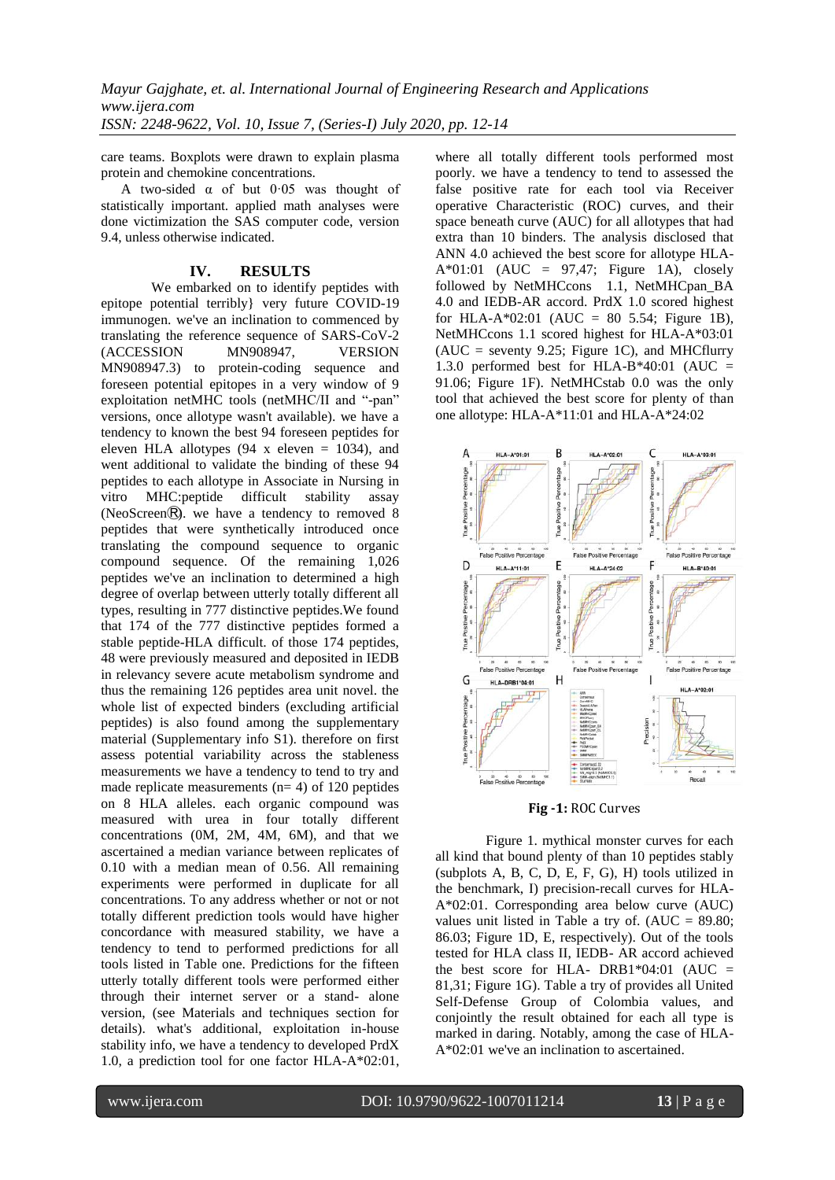care teams. Boxplots were drawn to explain plasma protein and chemokine concentrations.

A two-sided α of but 0·05 was thought of statistically important. applied math analyses were done victimization the SAS computer code, version 9.4, unless otherwise indicated.

## IV. RESULTS

We embarked on to identify peptides with epitope potential terribly} very future COVID-19 immunogen. we've an inclination to commenced by translating the reference sequence of SARS-CoV-2 (ACCESSION MN908947, VERSION MN908947.3) to protein-coding sequence and foreseen potential epitopes in a very window of 9 exploitation netMHC tools (netMHC/II and "-pan" versions, once allotype wasn't available). we have a tendency to known the best 94 foreseen peptides for eleven HLA allotypes (94 x eleven = 1034), and went additional to validate the binding of these 94 peptides to each allotype in Associate in Nursing in vitro MHC:peptide difficult stability assay (NeoScreenⓇ). we have a tendency to removed 8 peptides that were synthetically introduced once translating the compound sequence to organic compound sequence. Of the remaining 1,026 peptides we've an inclination to determined a high degree of overlap between utterly totally different all types, resulting in 777 distinctive peptides.We found that 174 of the 777 distinctive peptides formed a stable peptide-HLA difficult. of those 174 peptides, 48 were previously measured and deposited in IEDB in relevancy severe acute metabolism syndrome and thus the remaining 126 peptides area unit novel. the whole list of expected binders (excluding artificial peptides) is also found among the supplementary material (Supplementary info S1). therefore on first assess potential variability across the stableness measurements we have a tendency to tend to try and made replicate measurements (n= 4) of 120 peptides on 8 HLA alleles. each organic compound was measured with urea in four totally different concentrations (0M, 2M, 4M, 6M), and that we ascertained a median variance between replicates of 0.10 with a median mean of 0.56. All remaining experiments were performed in duplicate for all concentrations. To any address whether or not or not totally different prediction tools would have higher concordance with measured stability, we have a tendency to tend to performed predictions for all tools listed in Table one. Predictions for the fifteen utterly totally different tools were performed either through their internet server or a stand- alone version, (see Materials and techniques section for details). what's additional, exploitation in-house stability info, we have a tendency to developed PrdX 1.0, a prediction tool for one factor HLA-A*02:01, where all totally different tools performed most poorly. we have a tendency to tend to assessed the false positive rate for each tool via Receiver operative Characteristic (ROC) curves, and their space beneath curve (AUC) for all allotypes that had extra than 10 binders. The analysis disclosed that ANN 4.0 achieved the best score for allotype HLA-A*01:01 (AUC = 97,47; Figure 1A), closely followed by NetMHCcons 1.1, NetMHCpan_BA 4.0 and IEDB-AR accord. PrdX 1.0 scored highest for HLA-A*02:01 (AUC = 80 5.54; Figure 1B), NetMHCcons 1.1 scored highest for HLA-A*03:01 (AUC = seventy 9.25; Figure 1C), and MHCflurry 1.3.0 performed best for HLA-B*40:01 (AUC = 91.06; Figure 1F). NetMHCstab 0.0 was the only tool that achieved the best score for plenty of than one allotype: HLA-A*11:01 and HLA-A*24:02

**Fig -1:** ROC Curves

Figure 1. mythical monster curves for each all kind that bound plenty of than 10 peptides stably (subplots A, B, C, D, E, F, G), H) tools utilized in the benchmark, I) precision-recall curves for HLA-A*02:01. Corresponding area below curve (AUC) values unit listed in Table a try of. (AUC = 89.80; 86.03; Figure 1D, E, respectively). Out of the tools tested for HLA class II, IEDB- AR accord achieved the best score for HLA- DRB1*04:01 (AUC = 81,31; Figure 1G). Table a try of provides all United Self-Defense Group of Colombia values, and conjointly the result obtained for each all type is marked in daring. Notably, among the case of HLA-A*02:01 we've an inclination to ascertained.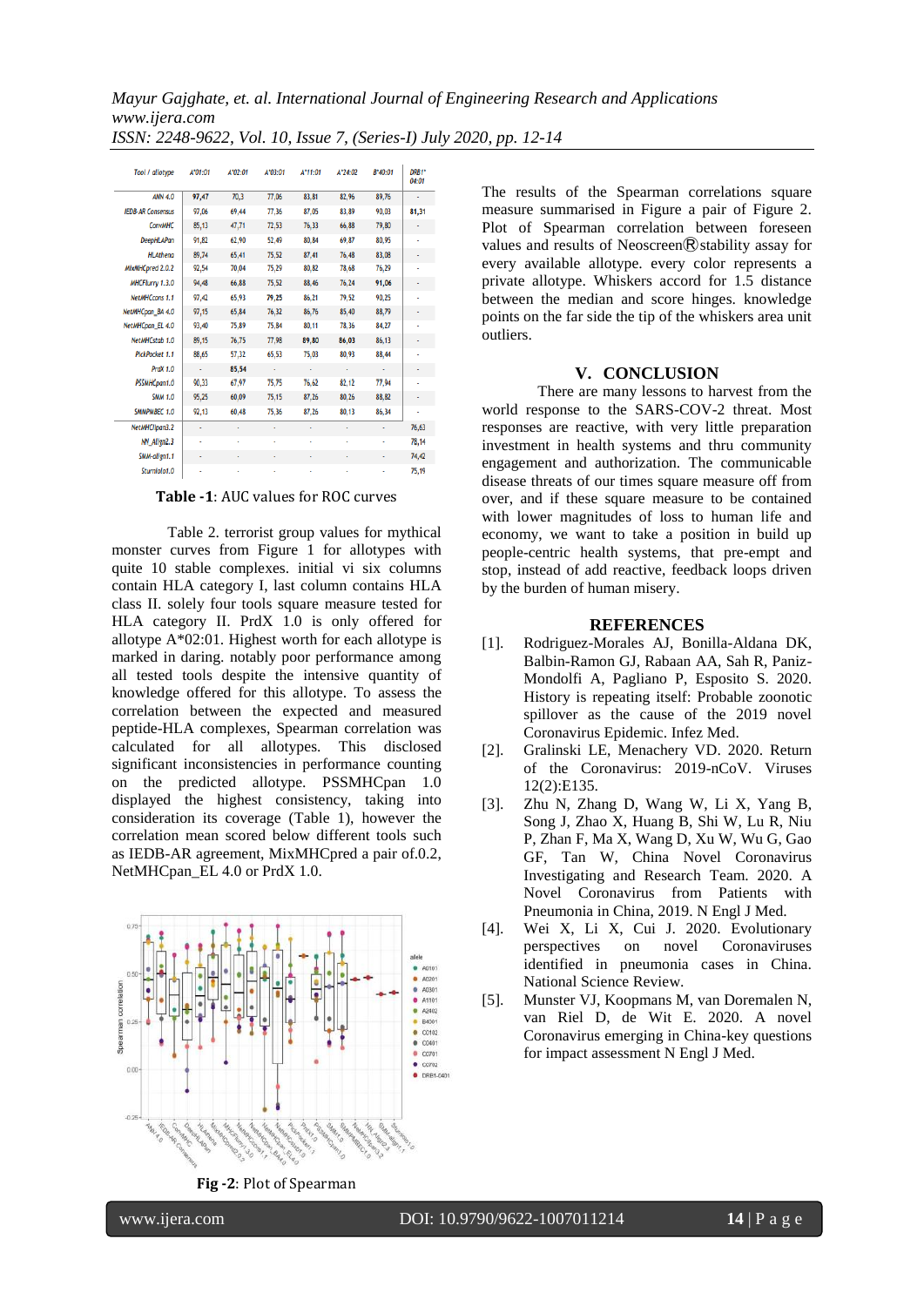| Tool / allotype | A*01:01 | A*02:01 | A*03:01 | A*11:01 | A*24:02 | B*40:01 | DRB1* 04:01 |
|---|---|---|---|---|---|---|---|
| ANN 4.0 | 97,47 | 70,3 | 77,06 | 83,81 | 82,96 | 89,76 | - |
| IEDB-AR Consensus | 97,06 | 69,44 | 77,36 | 87,05 | 83,89 | 90,03 | 81,31 |
| ConvMHC | 85,13 | 47,71 | 72,53 | 76,33 | 66,88 | 79,80 | - |
| DeepHLAPan | 91,82 | 62,90 | 52,49 | 80,84 | 69,87 | 80,95 | - |
| HLAthena | 89,74 | 65,41 | 75,52 | 87,41 | 76,48 | 83,08 | - |
| MixMHCpred 2.0.2 | 92,54 | 70,04 | 75,29 | 80,82 | 78,68 | 76,29 | - |
| MHCFlurry 1.3.0 | 94,48 | 66,88 | 75,52 | 88,46 | 76,24 | 91,06 | - |
| NetMHCcons 1.1 | 97,42 | 65,93 | 79,25 | 86,21 | 79,52 | 90,25 | - |
| NetMHCpan_BA 4.0 | 97,15 | 65,84 | 76,32 | 86,76 | 85,40 | 88,79 | - |
| NetMHCpan_EL 4.0 | 93,40 | 75,89 | 75,84 | 80,11 | 78,36 | 84,27 | - |
| NetMHCstab 1.0 | 89,15 | 76,75 | 77,98 | 89,80 | 86,03 | 86,13 | - |
| PickPocket 1.1 | 88,65 | 57,32 | 65,53 | 75,03 | 80,93 | 88,44 | - |
| PrdX 1.0 | - | 85,54 | - | - | - | - | - |
| PSSMHCpan1.0 | 90,33 | 67,97 | 75,75 | 76,62 | 82,12 | 77,94 | - |
| SMM 1.0 | 95,25 | 60,09 | 75,15 | 87,26 | 80,26 | 88,82 | - |
| SMMPMBEC 1.0 | 92,13 | 60,48 | 75,36 | 87,26 | 80,13 | 86,34 | - |
| NetMHCIIpan3.2 | - | - | - | - | - | - | 76,63 |
| NN_Align2.3 | - | - | - | - | - | - | 78,14 |
| SMM-align1.1 | - | - | - | - | - | - | 74,42 |
| Sturniolo1.0 | - | - | - | - | - | - | 75,19 |

**Table -1**: AUC values for ROC curves

Table 2. terrorist group values for mythical monster curves from Figure 1 for allotypes with quite 10 stable complexes. initial vi six columns contain HLA category I, last column contains HLA class II. solely four tools square measure tested for HLA category II. PrdX 1.0 is only offered for allotype A*02:01. Highest worth for each allotype is marked in daring. notably poor performance among all tested tools despite the intensive quantity of knowledge offered for this allotype. To assess the correlation between the expected and measured peptide-HLA complexes, Spearman correlation was calculated for all allotypes. This disclosed significant inconsistencies in performance counting on the predicted allotype. PSSMHCpan 1.0 displayed the highest consistency, taking into consideration its coverage (Table 1), however the correlation mean scored below different tools such as IEDB-AR agreement, MixMHCpred a pair of.0.2, NetMHCpan_EL 4.0 or PrdX 1.0.

0.75
0.50
0.25
0.00
-0.25
Spearman correlation
allele
A0101
A0201
A0301
A1101
A2402
B4001
C0102
C0401
C0701
C0702
DRB1-0401
ANN 4.0
IEDB-AR Consensus
ConvMHC
DeepHLAPan
HLAthena
MixMHCpred2.0.2
MHCFlurry 1.3.0
NetMHCcons1.1
NetMHCpan_BA4.0
NetMHCpan_EL4.0
PickPocket1.1
PrdX1.0
PSSMHCpan1.0
SMM1.0
SMMPMBEC1.0
NetMHCIIpan3.2
NN_Align2.3
SMM-align1.1
Sturniolo1.0

**Fig -2**: Plot of Spearman

The results of the Spearman correlations square measure summarised in Figure a pair of Figure 2. Plot of Spearman correlation between foreseen values and results of Neoscreen® stability assay for every available allotype. every color represents a private allotype. Whiskers accord for 1.5 distance between the median and score hinges. knowledge points on the far side the tip of the whiskers area unit outliers.

## V. CONCLUSION

There are many lessons to harvest from the world response to the SARS-COV-2 threat. Most responses are reactive, with very little preparation investment in health systems and thru community engagement and authorization. The communicable disease threats of our times square measure off from over, and if these square measure to be contained with lower magnitudes of loss to human life and economy, we want to take a position in build up people-centric health systems, that pre-empt and stop, instead of add reactive, feedback loops driven by the burden of human misery.

## REFERENCES

[1]. Rodriguez-Morales AJ, Bonilla-Aldana DK, Balbin-Ramon GJ, Rabaan AA, Sah R, Paniz-Mondolfi A, Pagliano P, Esposito S. 2020. History is repeating itself: Probable zoonotic spillover as the cause of the 2019 novel Coronavirus Epidemic. Infez Med.

[2]. Gralinski LE, Menachery VD. 2020. Return of the Coronavirus: 2019-nCoV. Viruses 12(2):E135.

[3]. Zhu N, Zhang D, Wang W, Li X, Yang B, Song J, Zhao X, Huang B, Shi W, Lu R, Niu P, Zhan F, Ma X, Wang D, Xu W, Wu G, Gao GF, Tan W, China Novel Coronavirus Investigating and Research Team. 2020. A Novel Coronavirus from Patients with Pneumonia in China, 2019. N Engl J Med.

[4]. Wei X, Li X, Cui J. 2020. Evolutionary perspectives on novel Coronaviruses identified in pneumonia cases in China. National Science Review.

[5]. Munster VJ, Koopmans M, van Doremalen N, van Riel D, de Wit E. 2020. A novel Coronavirus emerging in China-key questions for impact assessment N Engl J Med.